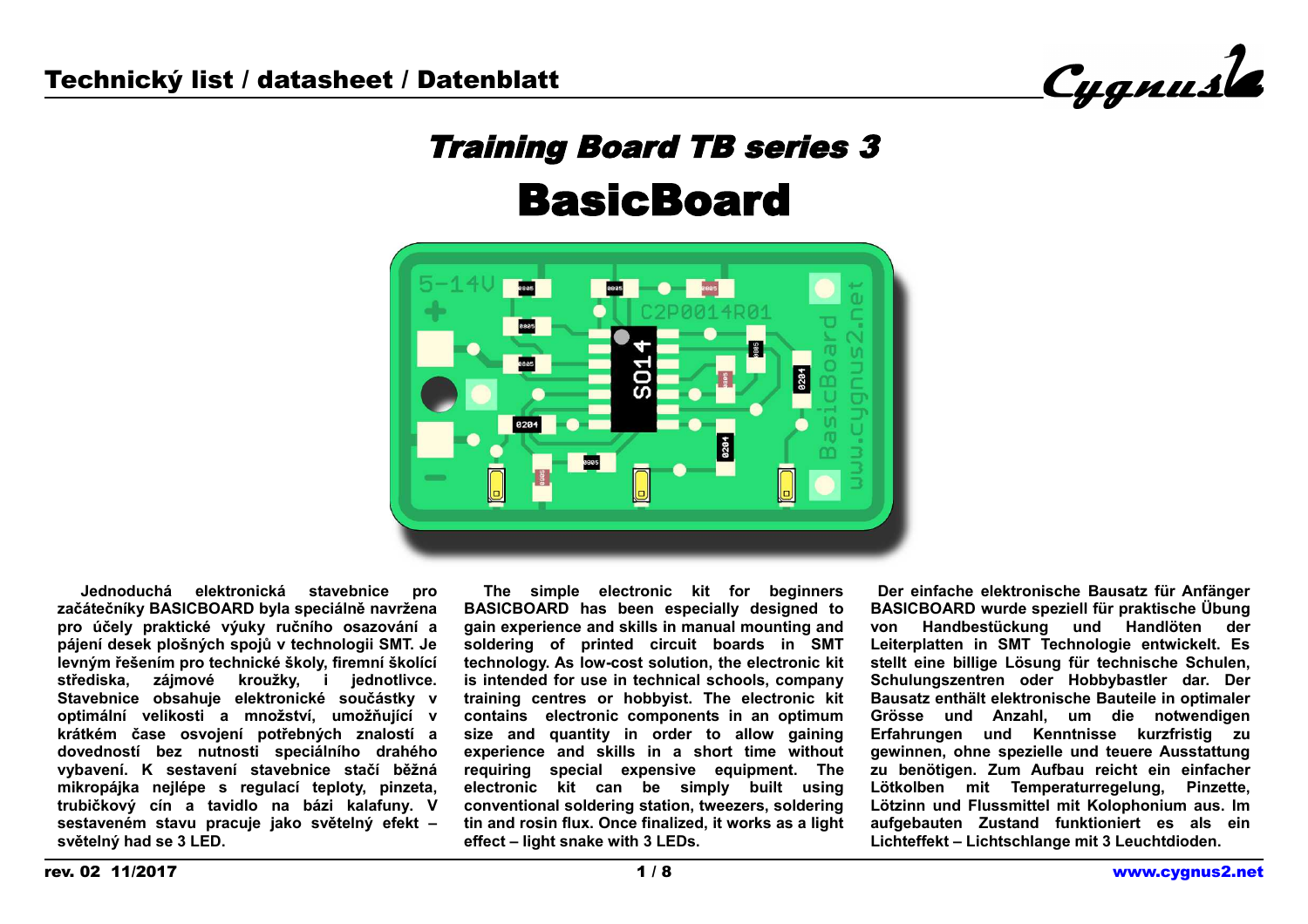Technický list / datasheet / Datenblatt

# Training Board TB series 3

# BasicBoard

**Jednoduchá elektronická stavebnice pro začátečníky BASICBOARD byla speciálně navržena pro účely praktické výuky ručního osazování a pájení desek plošných spojů v technologii SMT. Je levným řešením pro technické školy, firemní školící střediska, zájmové kroužky, i jednotlivce. Stavebnice obsahuje elektronické součástky v optimální velikosti a množství, umožňující v krátkém čase osvojení potřebných znalostí a dovedností bez nutnosti speciálního drahého vybavení. K sestavení stavebnice stačí běžná mikropájka nejlépe s regulací teploty, pinzeta, trubičkový cín a tavidlo na bázi kalafuny. V sestaveném stavu pracuje jako světelný efekt – světelný had se 3 LED.**

**The simple electronic kit for beginners BASICBOARD has been especially designed to gain experience and skills in manual mounting and soldering of printed circuit boards in SMT technology. As low-cost solution, the electronic kit is intended for use in technical schools, company training centres or hobbyist. The electronic kit contains electronic components in an optimum size and quantity in order to allow gaining experience and skills in a short time without requiring special expensive equipment. The electronic kit can be simply built using conventional soldering station, tweezers, soldering tin and rosin flux. Once finalized, it works as a light effect – light snake with 3 LEDs.**

**Der einfache elektronische Bausatz für Anfänger BASICBOARD wurde speziell für praktische Übung von Handbestückung und Handlöten der Leiterplatten in SMT Technologie entwickelt. Es stellt eine billige Lösung für technische Schulen, Schulungszentren oder Hobbybastler dar. Der Bausatz enthält elektronische Bauteile in optimaler Grösse und Anzahl, um die notwendigen Erfahrungen und Kenntnisse kurzfristig zu gewinnen, ohne spezielle und teuere Ausstattung zu benötigen. Zum Aufbau reicht ein einfacher Lötkolben mit Temperaturregelung, Pinzette, Lötzinn und Flussmittel mit Kolophonium aus. Im aufgebauten Zustand funktioniert es als ein Lichteffekt – Lichtschlange mit 3 Leuchtdioden.**

rev. 02 11/2017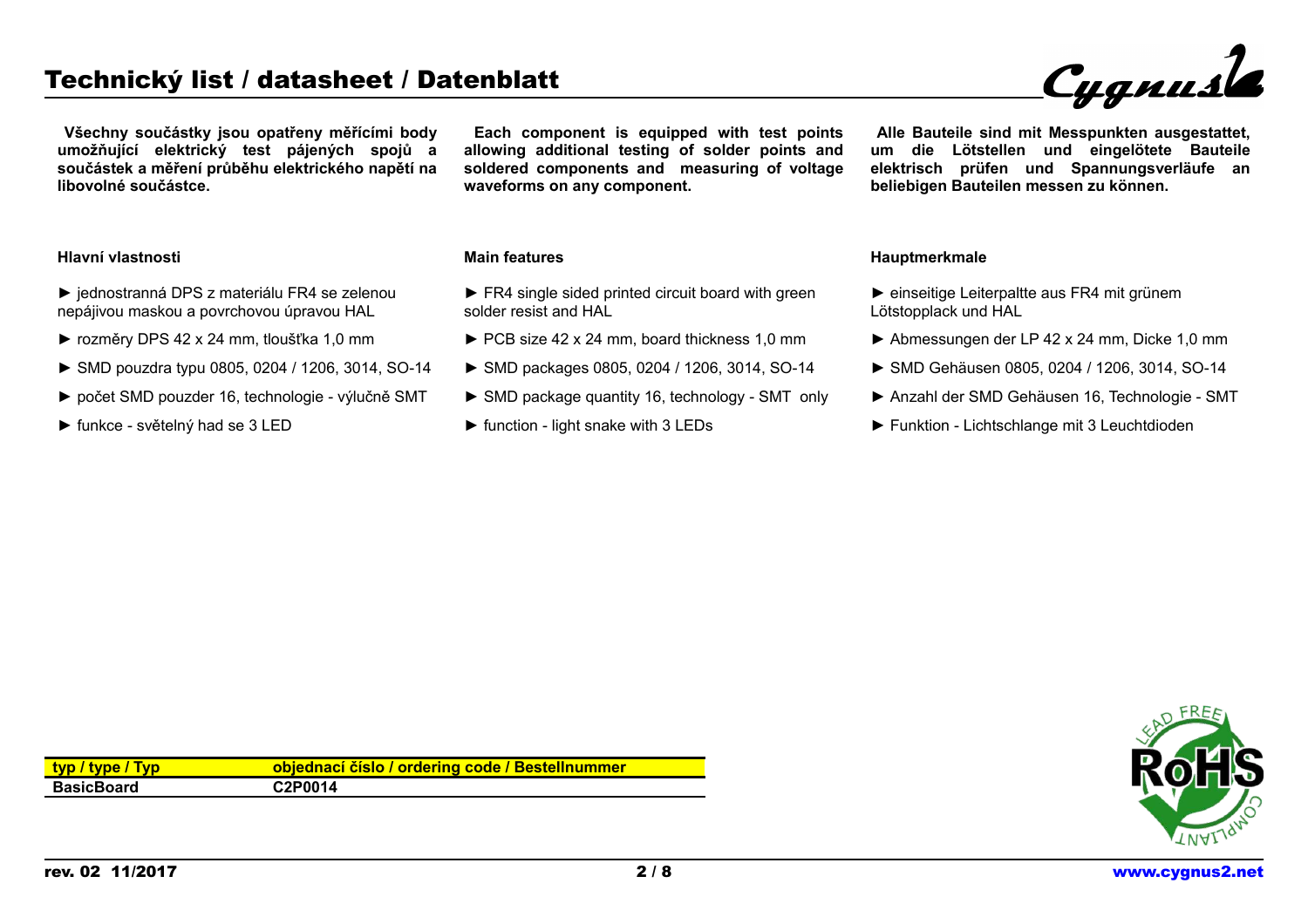# Technický list / datasheet / Datenblatt

**Všechny součástky jsou opatřeny měřícími body umožňující elektrický test pájených spojů a součástek a měření průběhu elektrického napětí na libovolné součástce.**

**Each component is equipped with test points allowing additional testing of solder points and soldered components and measuring of voltage waveforms on any component.**

**Alle Bauteile sind mit Messpunkten ausgestattet, um die Lötstellen und eingelötete Bauteile elektrisch prüfen und Spannungsverläufe an beliebigen Bauteilen messen zu können.**

**Hlavní vlastnosti**

► jednostranná DPS z materiálu FR4 se zelenou nepájivou maskou a povrchovou úpravou HAL

► rozměry DPS 42 x 24 mm, tloušťka 1,0 mm

► SMD pouzdra typu 0805, 0204 / 1206, 3014, SO-14

► počet SMD pouzder 16, technologie - výlučně SMT

► funkce - světelný had se 3 LED

**Main features**

► FR4 single sided printed circuit board with green solder resist and HAL

► PCB size 42 x 24 mm, board thickness 1,0 mm

► SMD packages 0805, 0204 / 1206, 3014, SO-14

► SMD package quantity 16, technology - SMT only

► function - light snake with 3 LEDs

**Hauptmerkmale**

► einseitige Leiterpaltte aus FR4 mit grünem Lötstopplack und HAL

► Abmessungen der LP 42 x 24 mm, Dicke 1,0 mm

► SMD Gehäusen 0805, 0204 / 1206, 3014, SO-14

► Anzahl der SMD Gehäusen 16, Technologie - SMT

► Funktion - Lichtschlange mit 3 Leuchtdioden

| typ / type / Typ | objednací číslo / ordering code / Bestellnummer |
|---|---|
| BasicBoard | C2P0014 |

rev. 02 11/2017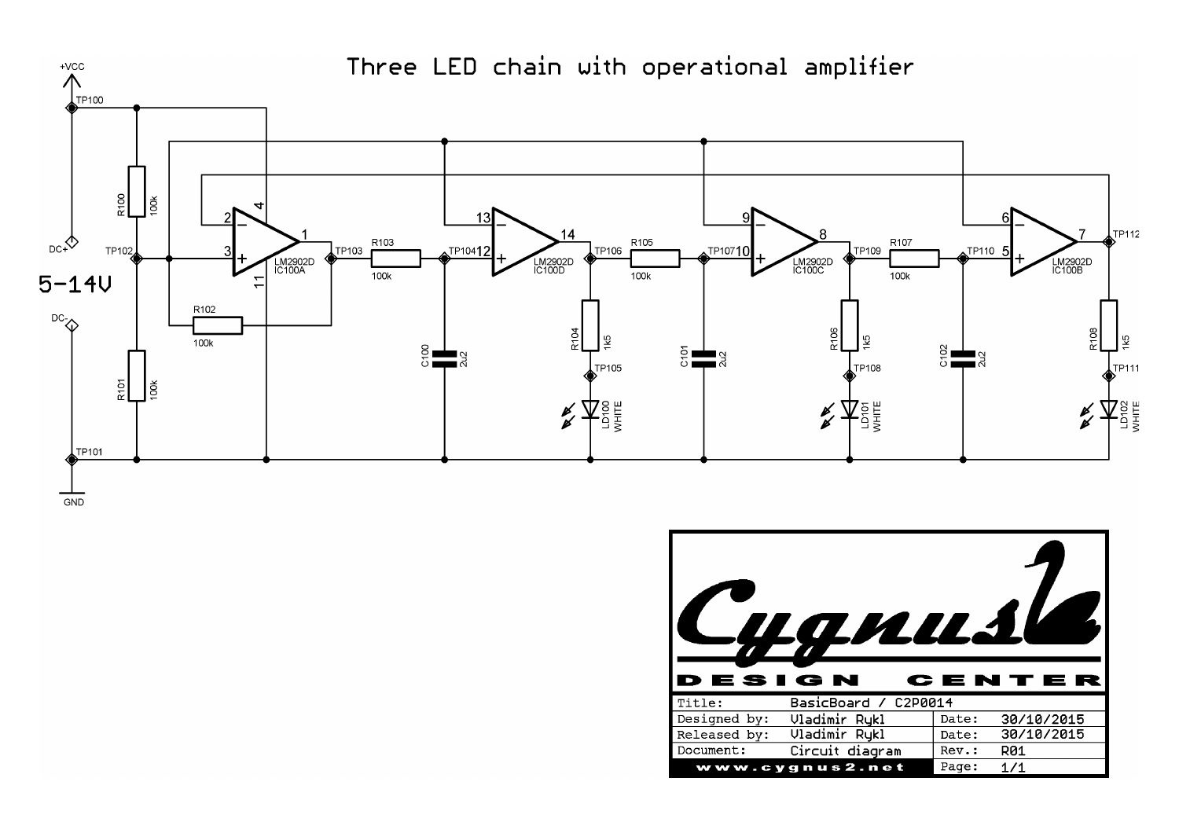# Three LED chain with operational amplifier

5-14V

| Title: | BasicBoard / C2P0014 | | |
|---|---|---|---|
| Designed by: | Vladimir Rykl | Date: | 30/10/2015 |
| Released by: | Vladimir Rykl | Date: | 30/10/2015 |
| Document: | Circuit diagram | Rev.: | R01 |
| www.cygnus2.net | | Page: | 1/1 |

Cygnus DESIGN CENTER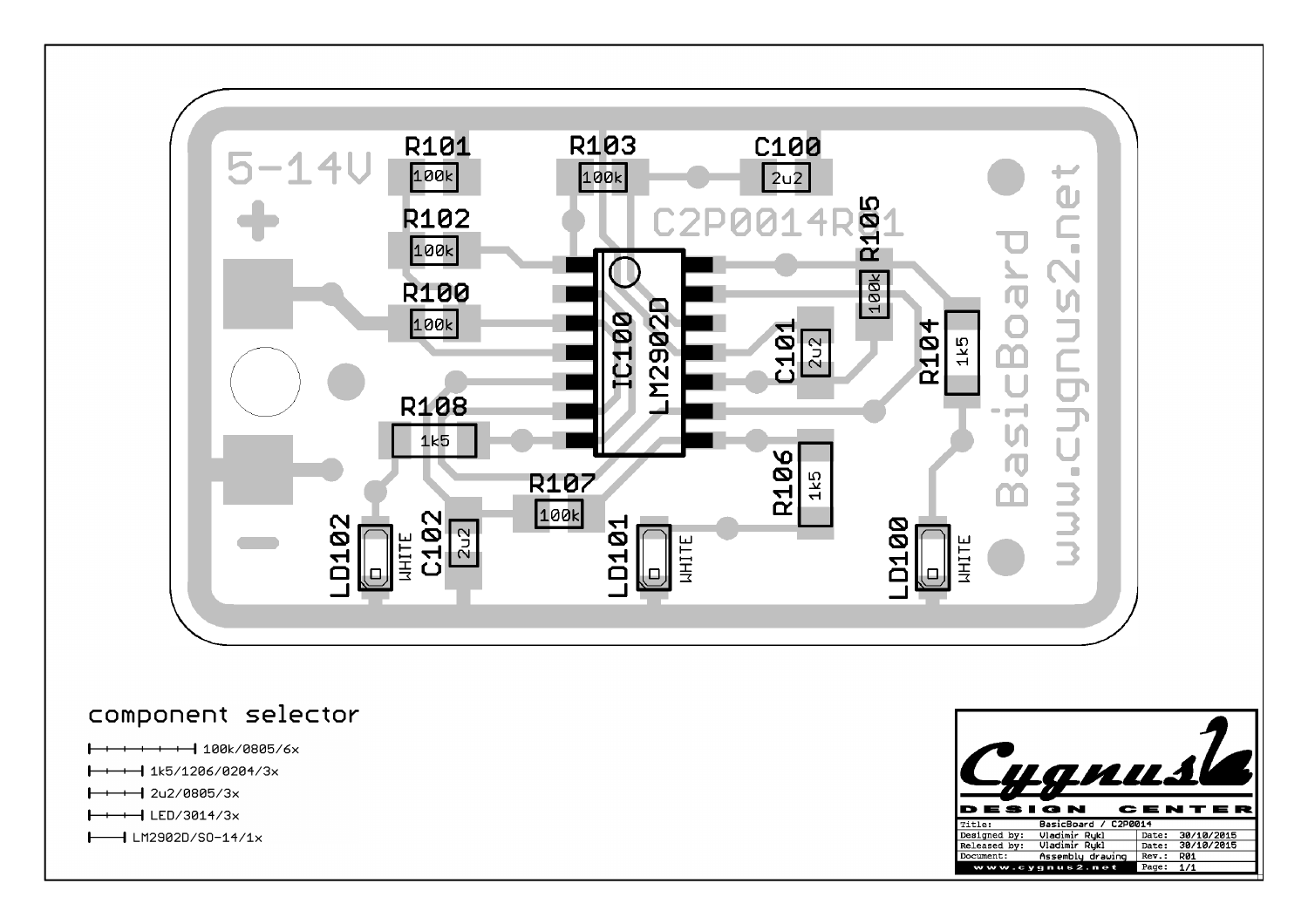5-14V

+

−

R101 100k

R102 100k

R100 100k

R103 100k

C100 2u2

C2P0014R01

R105 100k

R104 1k5

C101 2u2

IC100 LM2902D

R108 1k5

R107 100k

R106 1k5

LD102 WHITE

C102 2u2

LD101 WHITE

LD100 WHITE

BasicBoard

www.cygnus2.net

## component selector

- 100k/0805/6x
- 1k5/1206/0204/3x
- 2u2/0805/3x
- LED/3014/3x
- LM2902D/SO-14/1x

Cygnus DESIGN CENTER

| | | | |
|---|---|---|---|
| Title: | BasicBoard / C2P0014 | | |
| Designed by: | Vladimir Rykl | Date: | 30/10/2015 |
| Released by: | Vladimir Rykl | Date: | 30/10/2015 |
| Document: | Assembly drawing | Rev.: | R01 |
| www.cygnus2.net | | Page: | 1/1 |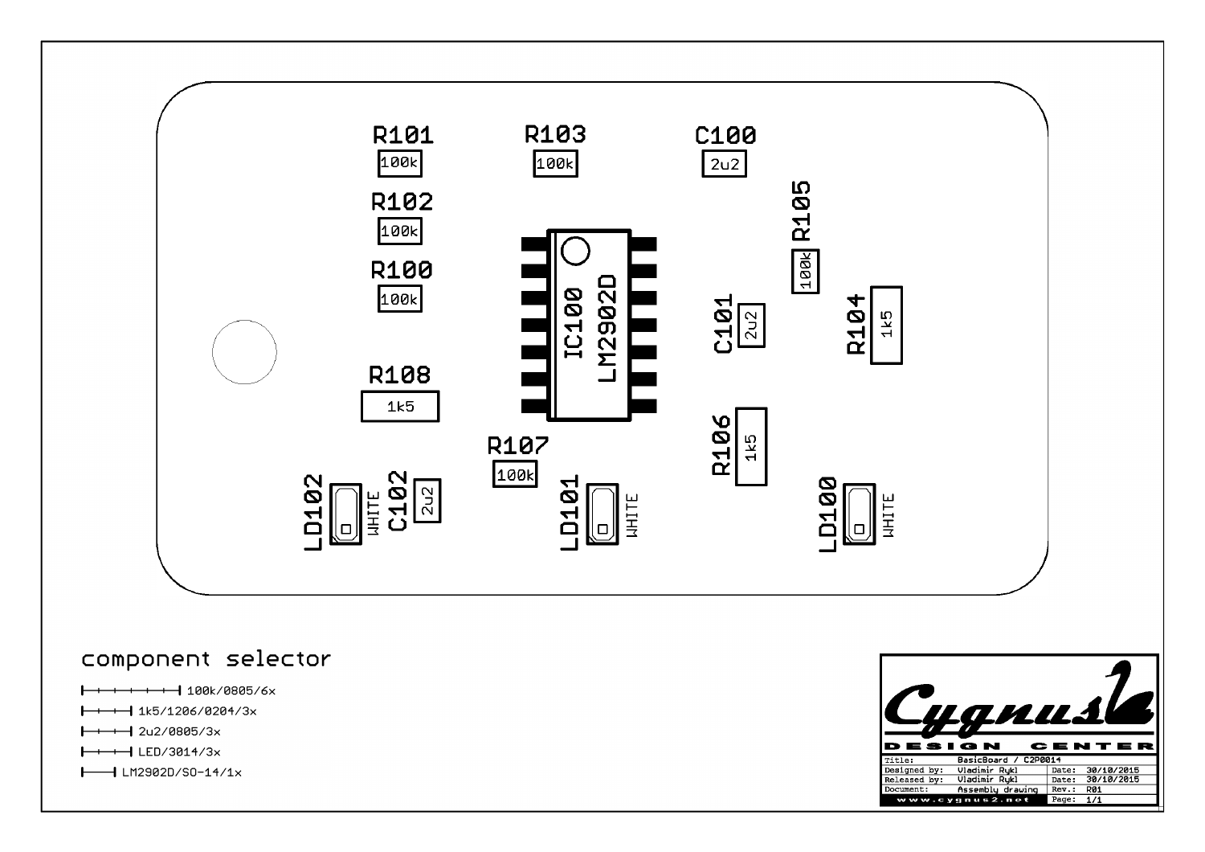R101
100k

R103
100k

C100
2u2

R102
100k

R105
100k

R100
100k

IC100
LM2902D

C101
2u2

R104
1k5

R108
1k5

R106
1k5

R107
100k

LD102 WHITE

C102
2u2

LD101 WHITE

LD100 WHITE

## component selector

- 100k/0805/6x
- 1k5/1206/0204/3x
- 2u2/0805/3x
- LED/3014/3x
- LM2902D/SO-14/1x

**Cygnus DESIGN CENTER**

| | | | |
|---|---|---|---|
| Title: | BasicBoard / C2P0014 | | |
| Designed by: | Vladimir Rykl | Date: | 30/10/2015 |
| Released by: | Vladimir Rykl | Date: | 30/10/2015 |
| Document: | Assembly drawing | Rev.: | R01 |
| www.cygnus2.net | | Page: | 1/1 |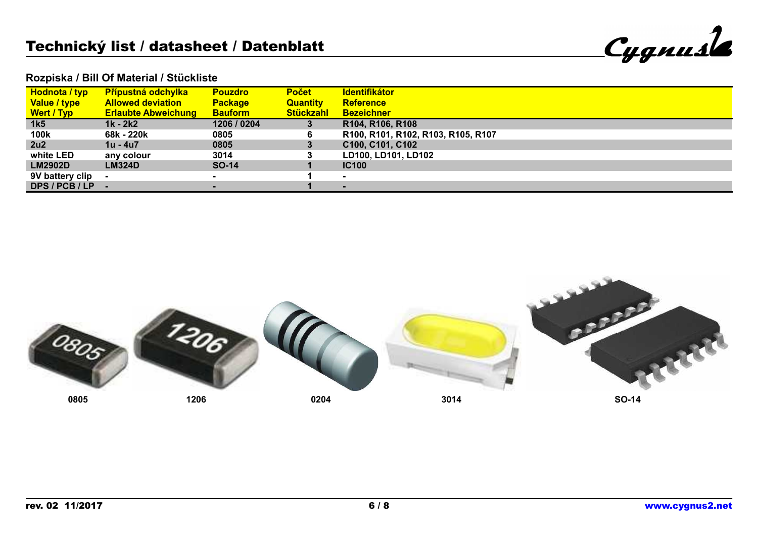# Technický list / datasheet / Datenblatt

## Rozpiska / Bill Of Material / Stückliste

| Hodnota / typ<br>Value / type<br>Wert / Typ | Přípustná odchylka<br>Allowed deviation<br>Erlaubte Abweichung | Pouzdro<br>Package<br>Bauform | Počet<br>Quantity<br>Stückzahl | Identifikátor<br>Reference<br>Bezeichner |
|---|---|---|---|---|
| 1k5 | 1k - 2k2 | 1206 / 0204 | 3 | R104, R106, R108 |
| 100k | 68k - 220k | 0805 | 6 | R100, R101, R102, R103, R105, R107 |
| 2u2 | 1u - 4u7 | 0805 | 3 | C100, C101, C102 |
| white LED | any colour | 3014 | 3 | LD100, LD101, LD102 |
| LM2902D | LM324D | SO-14 | 1 | IC100 |
| 9V battery clip | - | - | 1 | - |
| DPS / PCB / LP | - | - | 1 | - |

0805 1206 0204 3014 SO-14

rev. 02 11/2017 www.cygnus2.net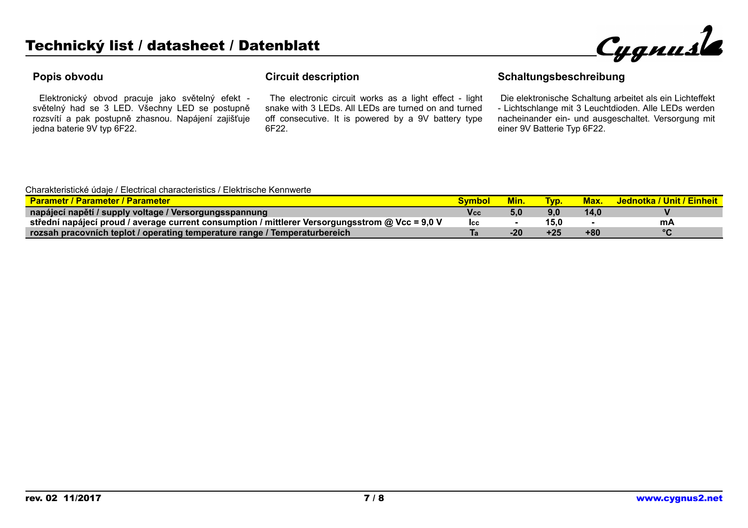# Technický list / datasheet / Datenblatt

## Popis obvodu

Elektronický obvod pracuje jako světelný efekt - světelný had se 3 LED. Všechny LED se postupně rozsvítí a pak postupně zhasnou. Napájení zajišťuje jedna baterie 9V typ 6F22.

## Circuit description

The electronic circuit works as a light effect - light snake with 3 LEDs. All LEDs are turned on and turned off consecutive. It is powered by a 9V battery type 6F22.

## Schaltungsbeschreibung

Die elektronische Schaltung arbeitet als ein Lichteffekt - Lichtschlange mit 3 Leuchtdioden. Alle LEDs werden nacheinander ein- und ausgeschaltet. Versorgung mit einer 9V Batterie Typ 6F22.

Charakteristické údaje / Electrical characteristics / Elektrische Kennwerte

| Parametr / Parameter / Parameter | Symbol | Min. | Typ. | Max. | Jednotka / Unit / Einheit |
|---|---|---|---|---|---|
| **napájecí napětí / supply voltage / Versorgungsspannung** | $V_{CC}$ | 5,0 | 9,0 | 14,0 | V |
| **střední napájecí proud / average current consumption / mittlerer Versorgungsstrom @ Vcc = 9,0 V** | $I_{CC}$ | - | 15,0 | - | mA |
| **rozsah pracovních teplot / operating temperature range / Temperaturbereich** | $T_a$ | -20 | +25 | +80 | °C |

rev. 02 11/2017

www.cygnus2.net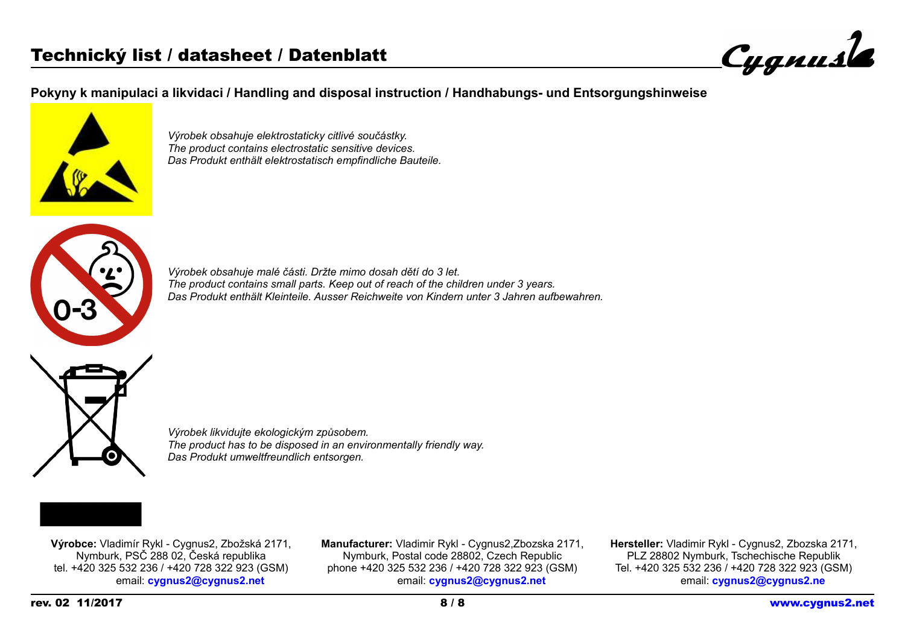## Pokyny k manipulaci a likvidaci / Handling and disposal instruction / Handhabungs- und Entsorgungshinweise

*Výrobek obsahuje elektrostaticky citlivé součástky.*
*The product contains electrostatic sensitive devices.*
*Das Produkt enthält elektrostatisch empfindliche Bauteile.*

*Výrobek obsahuje malé části. Držte mimo dosah dětí do 3 let.*
*The product contains small parts. Keep out of reach of the children under 3 years.*
*Das Produkt enthält Kleinteile. Ausser Reichweite von Kindern unter 3 Jahren aufbewahren.*

*Výrobek likvidujte ekologickým způsobem.*
*The product has to be disposed in an environmentally friendly way.*
*Das Produkt umweltfreundlich entsorgen.*

**Výrobce:** Vladimír Rykl - Cygnus2, Zbožská 2171, Nymburk, PSČ 288 02, Česká republika
tel. +420 325 532 236 / +420 728 322 923 (GSM)
email: **cygnus2@cygnus2.net**

**Manufacturer:** Vladimir Rykl - Cygnus2,Zbozska 2171, Nymburk, Postal code 28802, Czech Republic
phone +420 325 532 236 / +420 728 322 923 (GSM)
email: **cygnus2@cygnus2.net**

**Hersteller:** Vladimir Rykl - Cygnus2, Zbozska 2171, PLZ 28802 Nymburk, Tschechische Republik
Tel. +420 325 532 236 / +420 728 322 923 (GSM)
email: **cygnus2@cygnus2.ne**